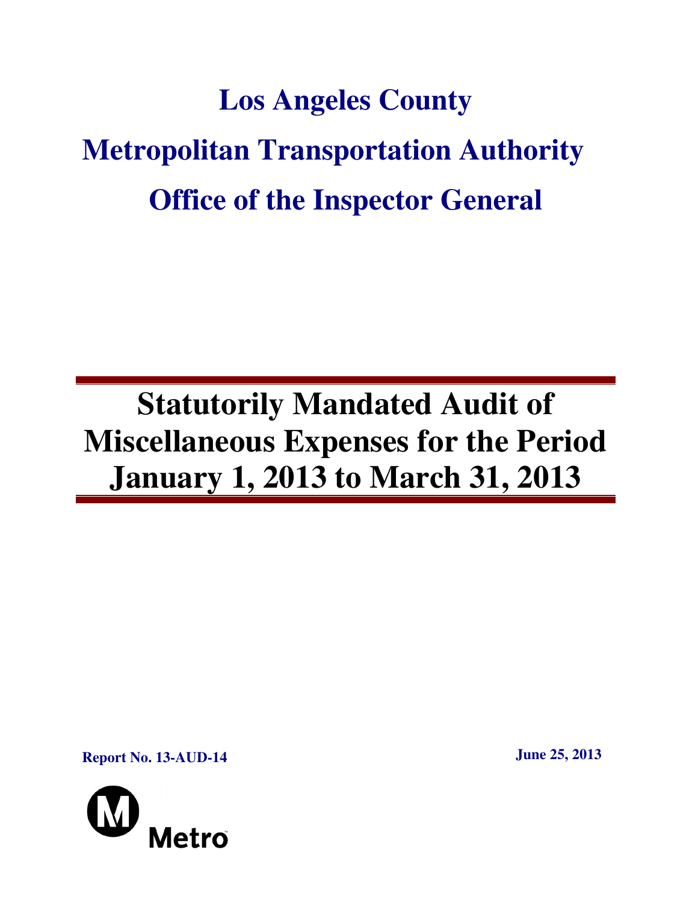# Los Angeles County

# Metropolitan Transportation Authority

# Office of the Inspector General

---

# Statutorily Mandated Audit of Miscellaneous Expenses for the Period January 1, 2013 to March 31, 2013

---

**Report No. 13-AUD-14**

**June 25, 2013**

Metro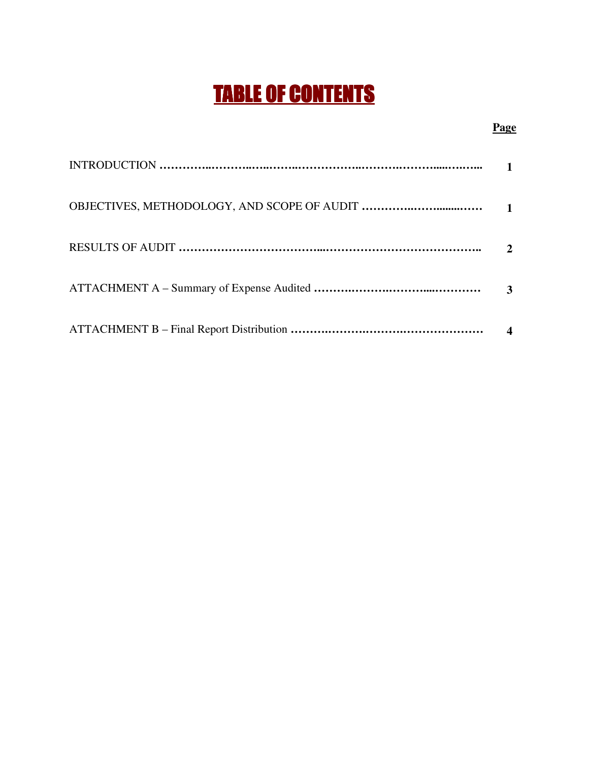# TABLE OF CONTENTS

| | Page |
|---|---|
| INTRODUCTION | 1 |
| OBJECTIVES, METHODOLOGY, AND SCOPE OF AUDIT | 1 |
| RESULTS OF AUDIT | 2 |
| ATTACHMENT A – Summary of Expense Audited | 3 |
| ATTACHMENT B – Final Report Distribution | 4 |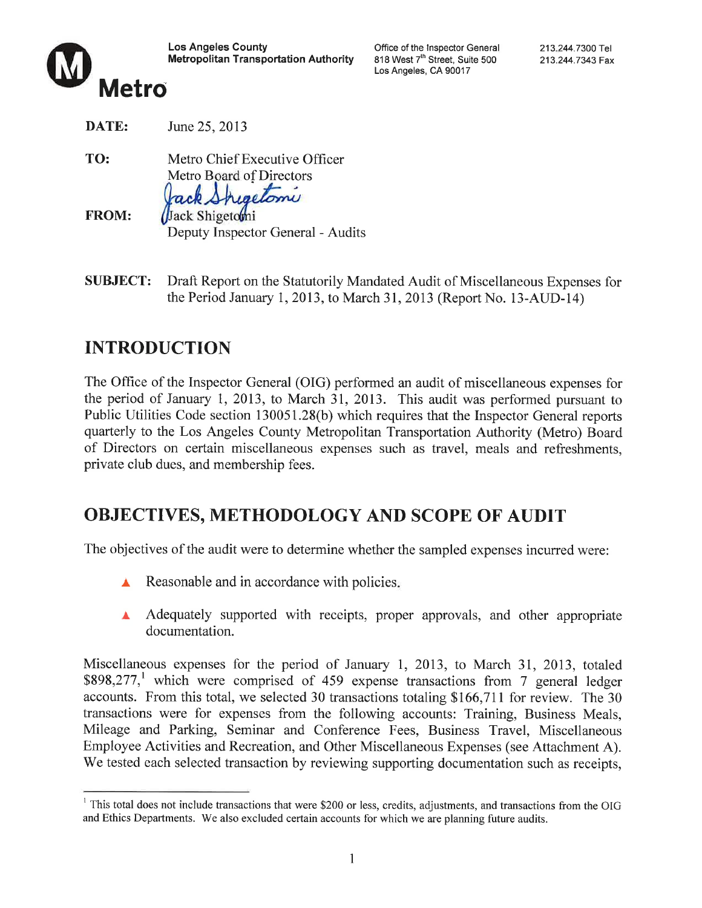Los Angeles County
Metropolitan Transportation Authority

Office of the Inspector General
818 West 7th Street, Suite 500
Los Angeles, CA 90017

213.244.7300 Tel
213.244.7343 Fax

Metro

**DATE:** June 25, 2013

**TO:** Metro Chief Executive Officer
Metro Board of Directors

**FROM:** Jack Shigetomi
Deputy Inspector General - Audits

**SUBJECT:** Draft Report on the Statutorily Mandated Audit of Miscellaneous Expenses for the Period January 1, 2013, to March 31, 2013 (Report No. 13-AUD-14)

## INTRODUCTION

The Office of the Inspector General (OIG) performed an audit of miscellaneous expenses for the period of January 1, 2013, to March 31, 2013. This audit was performed pursuant to Public Utilities Code section 130051.28(b) which requires that the Inspector General reports quarterly to the Los Angeles County Metropolitan Transportation Authority (Metro) Board of Directors on certain miscellaneous expenses such as travel, meals and refreshments, private club dues, and membership fees.

## OBJECTIVES, METHODOLOGY AND SCOPE OF AUDIT

The objectives of the audit were to determine whether the sampled expenses incurred were:

- Reasonable and in accordance with policies.
- Adequately supported with receipts, proper approvals, and other appropriate documentation.

Miscellaneous expenses for the period of January 1, 2013, to March 31, 2013, totaled $898,277,[1] which were comprised of 459 expense transactions from 7 general ledger accounts. From this total, we selected 30 transactions totaling $166,711 for review. The 30 transactions were for expenses from the following accounts: Training, Business Meals, Mileage and Parking, Seminar and Conference Fees, Business Travel, Miscellaneous Employee Activities and Recreation, and Other Miscellaneous Expenses (see Attachment A). We tested each selected transaction by reviewing supporting documentation such as receipts,

[1] This total does not include transactions that were $200 or less, credits, adjustments, and transactions from the OIG and Ethics Departments. We also excluded certain accounts for which we are planning future audits.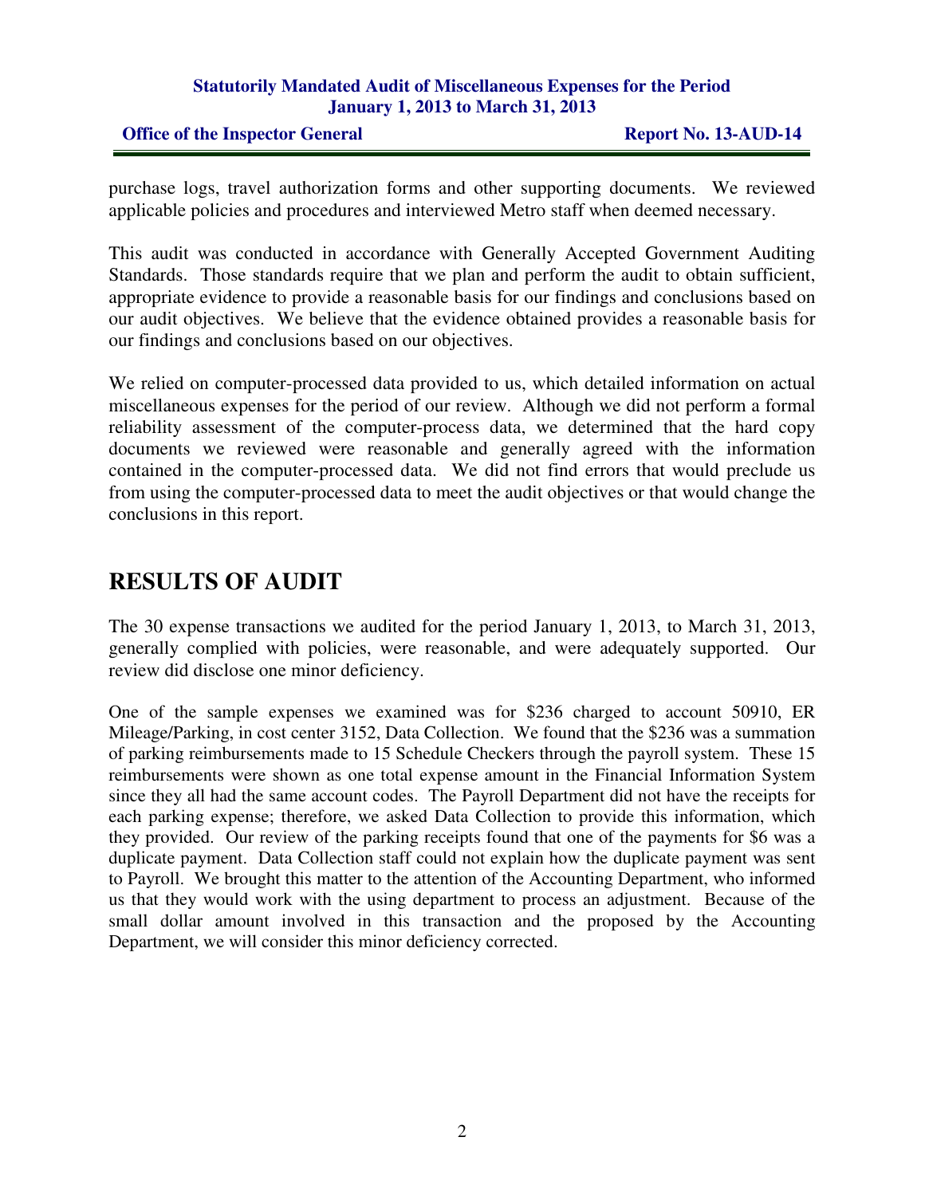purchase logs, travel authorization forms and other supporting documents. We reviewed applicable policies and procedures and interviewed Metro staff when deemed necessary.

This audit was conducted in accordance with Generally Accepted Government Auditing Standards. Those standards require that we plan and perform the audit to obtain sufficient, appropriate evidence to provide a reasonable basis for our findings and conclusions based on our audit objectives. We believe that the evidence obtained provides a reasonable basis for our findings and conclusions based on our objectives.

We relied on computer-processed data provided to us, which detailed information on actual miscellaneous expenses for the period of our review. Although we did not perform a formal reliability assessment of the computer-process data, we determined that the hard copy documents we reviewed were reasonable and generally agreed with the information contained in the computer-processed data. We did not find errors that would preclude us from using the computer-processed data to meet the audit objectives or that would change the conclusions in this report.

# RESULTS OF AUDIT

The 30 expense transactions we audited for the period January 1, 2013, to March 31, 2013, generally complied with policies, were reasonable, and were adequately supported. Our review did disclose one minor deficiency.

One of the sample expenses we examined was for $236 charged to account 50910, ER Mileage/Parking, in cost center 3152, Data Collection. We found that the $236 was a summation of parking reimbursements made to 15 Schedule Checkers through the payroll system. These 15 reimbursements were shown as one total expense amount in the Financial Information System since they all had the same account codes. The Payroll Department did not have the receipts for each parking expense; therefore, we asked Data Collection to provide this information, which they provided. Our review of the parking receipts found that one of the payments for $6 was a duplicate payment. Data Collection staff could not explain how the duplicate payment was sent to Payroll. We brought this matter to the attention of the Accounting Department, who informed us that they would work with the using department to process an adjustment. Because of the small dollar amount involved in this transaction and the proposed by the Accounting Department, we will consider this minor deficiency corrected.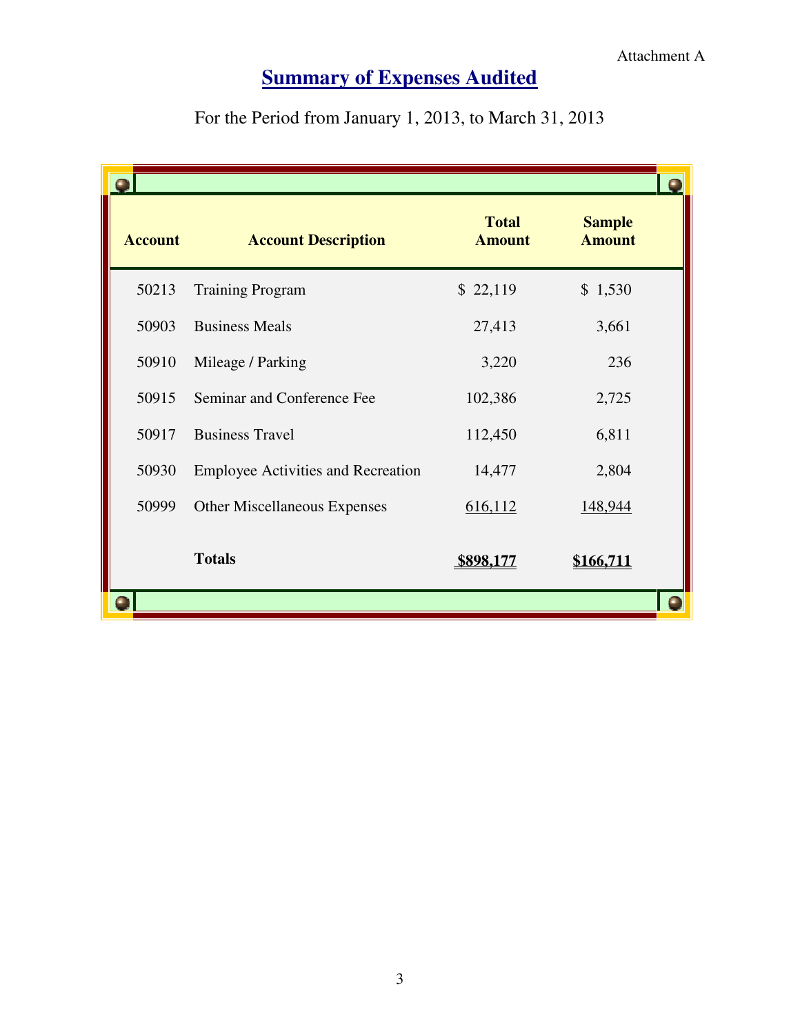Attachment A

# Summary of Expenses Audited

For the Period from January 1, 2013, to March 31, 2013

| Account | Account Description | Total Amount | Sample Amount |
|---|---|---|---|
| 50213 | Training Program | $ 22,119 | $ 1,530 |
| 50903 | Business Meals | 27,413 | 3,661 |
| 50910 | Mileage / Parking | 3,220 | 236 |
| 50915 | Seminar and Conference Fee | 102,386 | 2,725 |
| 50917 | Business Travel | 112,450 | 6,811 |
| 50930 | Employee Activities and Recreation | 14,477 | 2,804 |
| 50999 | Other Miscellaneous Expenses | 616,112 | 148,944 |
| | **Totals** | **$898,177** | **$166,711** |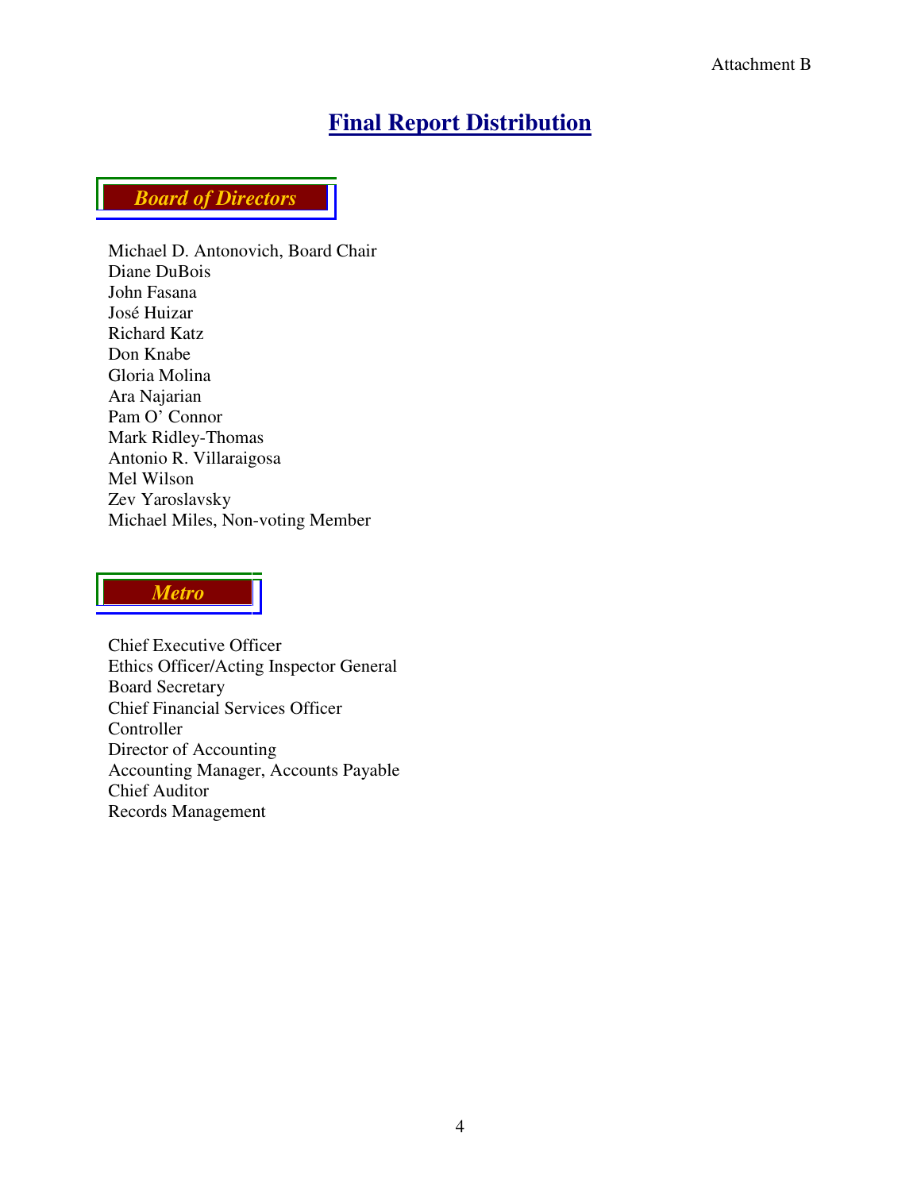Attachment B

# Final Report Distribution

## *Board of Directors*

Michael D. Antonovich, Board Chair
Diane DuBois
John Fasana
José Huizar
Richard Katz
Don Knabe
Gloria Molina
Ara Najarian
Pam O' Connor
Mark Ridley-Thomas
Antonio R. Villaraigosa
Mel Wilson
Zev Yaroslavsky
Michael Miles, Non-voting Member

## *Metro*

Chief Executive Officer
Ethics Officer/Acting Inspector General
Board Secretary
Chief Financial Services Officer
Controller
Director of Accounting
Accounting Manager, Accounts Payable
Chief Auditor
Records Management